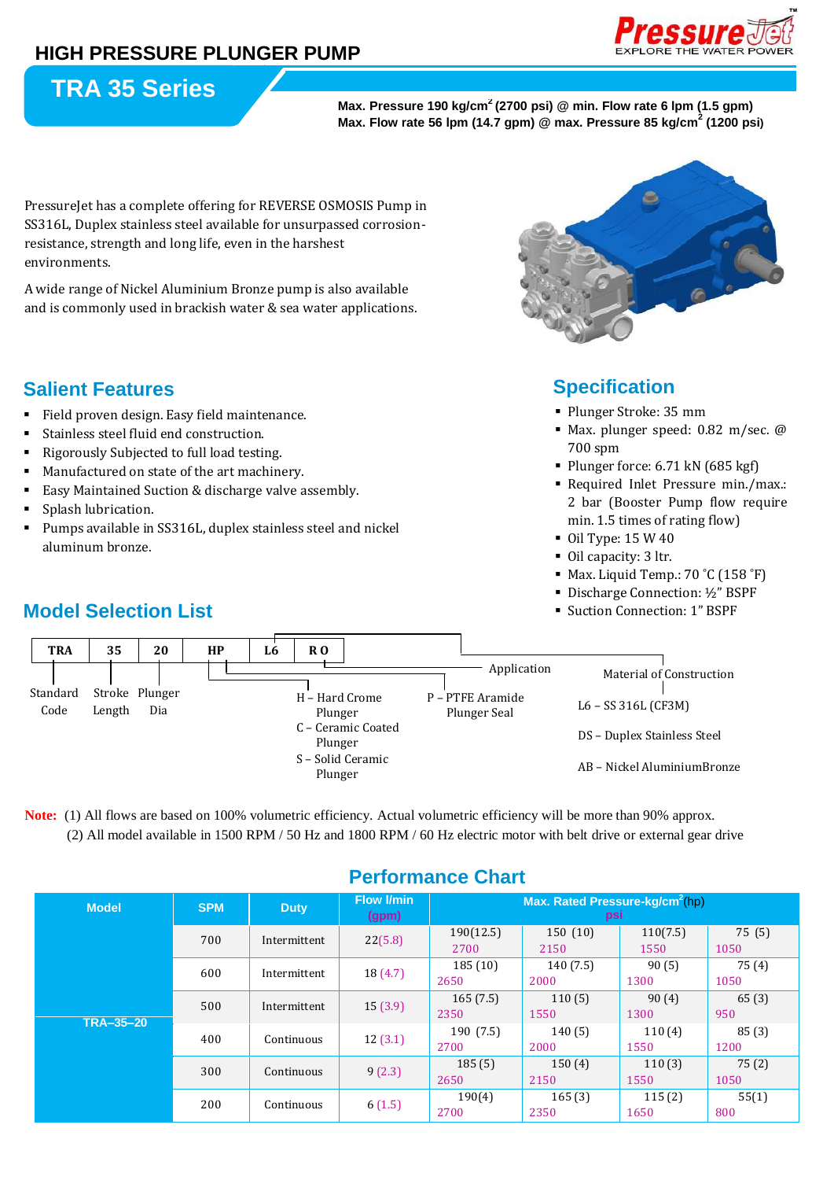# HIGH PRESSURE PLUNGER PUMP

PressureJet
EXPLORE THE WATER POWER

## TRA 35 Series

**Max. Pressure 190 kg/cm$^2$ (2700 psi) @ min. Flow rate 6 lpm (1.5 gpm)**
**Max. Flow rate 56 lpm (14.7 gpm) @ max. Pressure 85 kg/cm$^2$ (1200 psi)**

PressureJet has a complete offering for REVERSE OSMOSIS Pump in SS316L, Duplex stainless steel available for unsurpassed corrosion-resistance, strength and long life, even in the harshest environments.

A wide range of Nickel Aluminium Bronze pump is also available and is commonly used in brackish water & sea water applications.

## Salient Features

- Field proven design. Easy field maintenance.
- Stainless steel fluid end construction.
- Rigorously Subjected to full load testing.
- Manufactured on state of the art machinery.
- Easy Maintained Suction & discharge valve assembly.
- Splash lubrication.
- Pumps available in SS316L, duplex stainless steel and nickel aluminum bronze.

## Specification

- Plunger Stroke: 35 mm
- Max. plunger speed: 0.82 m/sec. @ 700 spm
- Plunger force: 6.71 kN (685 kgf)
- Required Inlet Pressure min./max.: 2 bar (Booster Pump flow require min. 1.5 times of rating flow)
- Oil Type: 15 W 40
- Oil capacity: 3 ltr.
- Max. Liquid Temp.: 70 ˚C (158 ˚F)
- Discharge Connection: ½" BSPF
- Suction Connection: 1" BSPF

## Model Selection List

| TRA | 35 | 20 | HP | L6 | R O |
|---|---|---|---|---|---|

- TRA – Standard Code
- 35 – Stroke Length
- 20 – Plunger Dia
- HP:
  - H – Hard Crome Plunger
  - C – Ceramic Coated Plunger
  - S – Solid Ceramic Plunger
  - P – PTFE Aramide Plunger Seal
- L6 – Material of Construction:
  - L6 – SS 316L (CF3M)
  - DS – Duplex Stainless Steel
  - AB – Nickel AluminiumBronze
- R O – Application

**Note:** (1) All flows are based on 100% volumetric efficiency. Actual volumetric efficiency will be more than 90% approx.
(2) All model available in 1500 RPM / 50 Hz and 1800 RPM / 60 Hz electric motor with belt drive or external gear drive

## Performance Chart

| Model | SPM | Duty | Flow l/min (gpm) | Max. Rated Pressure-kg/cm$^2$(hp) psi | | | |
|---|---|---|---|---|---|---|---|
| TRA–35–20 | 700 | Intermittent | 22(5.8) | 190(12.5) 2700 | 150 (10) 2150 | 110(7.5) 1550 | 75 (5) 1050 |
| | 600 | Intermittent | 18 (4.7) | 185 (10) 2650 | 140 (7.5) 2000 | 90 (5) 1300 | 75 (4) 1050 |
| | 500 | Intermittent | 15 (3.9) | 165 (7.5) 2350 | 110 (5) 1550 | 90 (4) 1300 | 65 (3) 950 |
| | 400 | Continuous | 12 (3.1) | 190 (7.5) 2700 | 140 (5) 2000 | 110 (4) 1550 | 85 (3) 1200 |
| | 300 | Continuous | 9 (2.3) | 185 (5) 2650 | 150 (4) 2150 | 110 (3) 1550 | 75 (2) 1050 |
| | 200 | Continuous | 6 (1.5) | 190(4) 2700 | 165 (3) 2350 | 115 (2) 1650 | 55(1) 800 |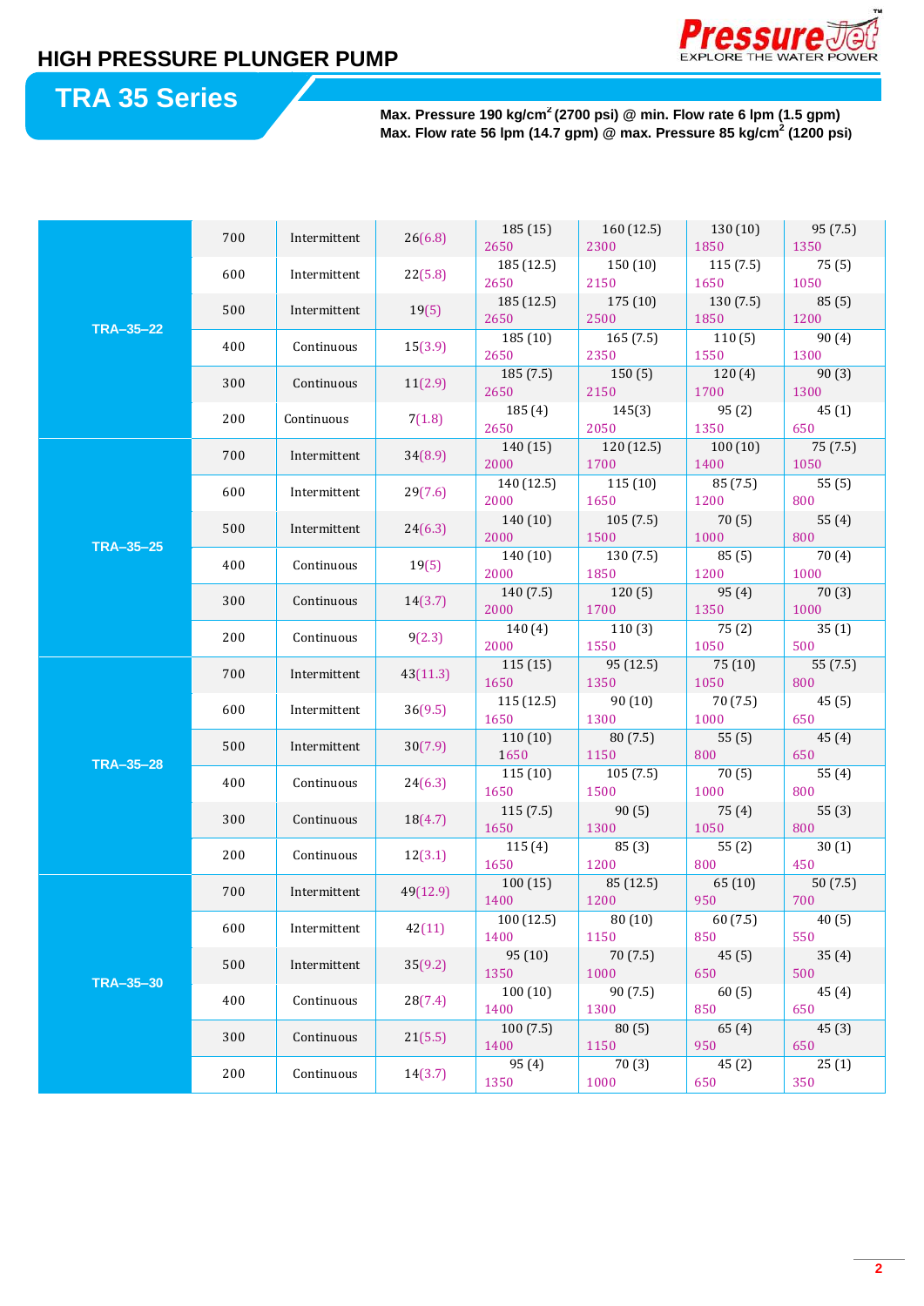# HIGH PRESSURE PLUNGER PUMP

## TRA 35 Series

**Max. Pressure 190 kg/cm$^2$ (2700 psi) @ min. Flow rate 6 lpm (1.5 gpm)**
**Max. Flow rate 56 lpm (14.7 gpm) @ max. Pressure 85 kg/cm$^2$ (1200 psi)**

| | | | | | | | |
|---|---|---|---|---|---|---|---|
| TRA-35-22 | 700 | Intermittent | 26(6.8) | 185 (15) 2650 | 160 (12.5) 2300 | 130 (10) 1850 | 95 (7.5) 1350 |
| | 600 | Intermittent | 22(5.8) | 185 (12.5) 2650 | 150 (10) 2150 | 115 (7.5) 1650 | 75 (5) 1050 |
| | 500 | Intermittent | 19(5) | 185 (12.5) 2650 | 175 (10) 2500 | 130 (7.5) 1850 | 85 (5) 1200 |
| | 400 | Continuous | 15(3.9) | 185 (10) 2650 | 165 (7.5) 2350 | 110 (5) 1550 | 90 (4) 1300 |
| | 300 | Continuous | 11(2.9) | 185 (7.5) 2650 | 150 (5) 2150 | 120 (4) 1700 | 90 (3) 1300 |
| | 200 | Continuous | 7(1.8) | 185 (4) 2650 | 145(3) 2050 | 95 (2) 1350 | 45 (1) 650 |
| TRA-35-25 | 700 | Intermittent | 34(8.9) | 140 (15) 2000 | 120 (12.5) 1700 | 100 (10) 1400 | 75 (7.5) 1050 |
| | 600 | Intermittent | 29(7.6) | 140 (12.5) 2000 | 115 (10) 1650 | 85 (7.5) 1200 | 55 (5) 800 |
| | 500 | Intermittent | 24(6.3) | 140 (10) 2000 | 105 (7.5) 1500 | 70 (5) 1000 | 55 (4) 800 |
| | 400 | Continuous | 19(5) | 140 (10) 2000 | 130 (7.5) 1850 | 85 (5) 1200 | 70 (4) 1000 |
| | 300 | Continuous | 14(3.7) | 140 (7.5) 2000 | 120 (5) 1700 | 95 (4) 1350 | 70 (3) 1000 |
| | 200 | Continuous | 9(2.3) | 140 (4) 2000 | 110 (3) 1550 | 75 (2) 1050 | 35 (1) 500 |
| TRA-35-28 | 700 | Intermittent | 43(11.3) | 115 (15) 1650 | 95 (12.5) 1350 | 75 (10) 1050 | 55 (7.5) 800 |
| | 600 | Intermittent | 36(9.5) | 115 (12.5) 1650 | 90 (10) 1300 | 70 (7.5) 1000 | 45 (5) 650 |
| | 500 | Intermittent | 30(7.9) | 110 (10) 1650 | 80 (7.5) 1150 | 55 (5) 800 | 45 (4) 650 |
| | 400 | Continuous | 24(6.3) | 115 (10) 1650 | 105 (7.5) 1500 | 70 (5) 1000 | 55 (4) 800 |
| | 300 | Continuous | 18(4.7) | 115 (7.5) 1650 | 90 (5) 1300 | 75 (4) 1050 | 55 (3) 800 |
| | 200 | Continuous | 12(3.1) | 115 (4) 1650 | 85 (3) 1200 | 55 (2) 800 | 30 (1) 450 |
| TRA-35-30 | 700 | Intermittent | 49(12.9) | 100 (15) 1400 | 85 (12.5) 1200 | 65 (10) 950 | 50 (7.5) 700 |
| | 600 | Intermittent | 42(11) | 100 (12.5) 1400 | 80 (10) 1150 | 60 (7.5) 850 | 40 (5) 550 |
| | 500 | Intermittent | 35(9.2) | 95 (10) 1350 | 70 (7.5) 1000 | 45 (5) 650 | 35 (4) 500 |
| | 400 | Continuous | 28(7.4) | 100 (10) 1400 | 90 (7.5) 1300 | 60 (5) 850 | 45 (4) 650 |
| | 300 | Continuous | 21(5.5) | 100 (7.5) 1400 | 80 (5) 1150 | 65 (4) 950 | 45 (3) 650 |
| | 200 | Continuous | 14(3.7) | 95 (4) 1350 | 70 (3) 1000 | 45 (2) 650 | 25 (1) 350 |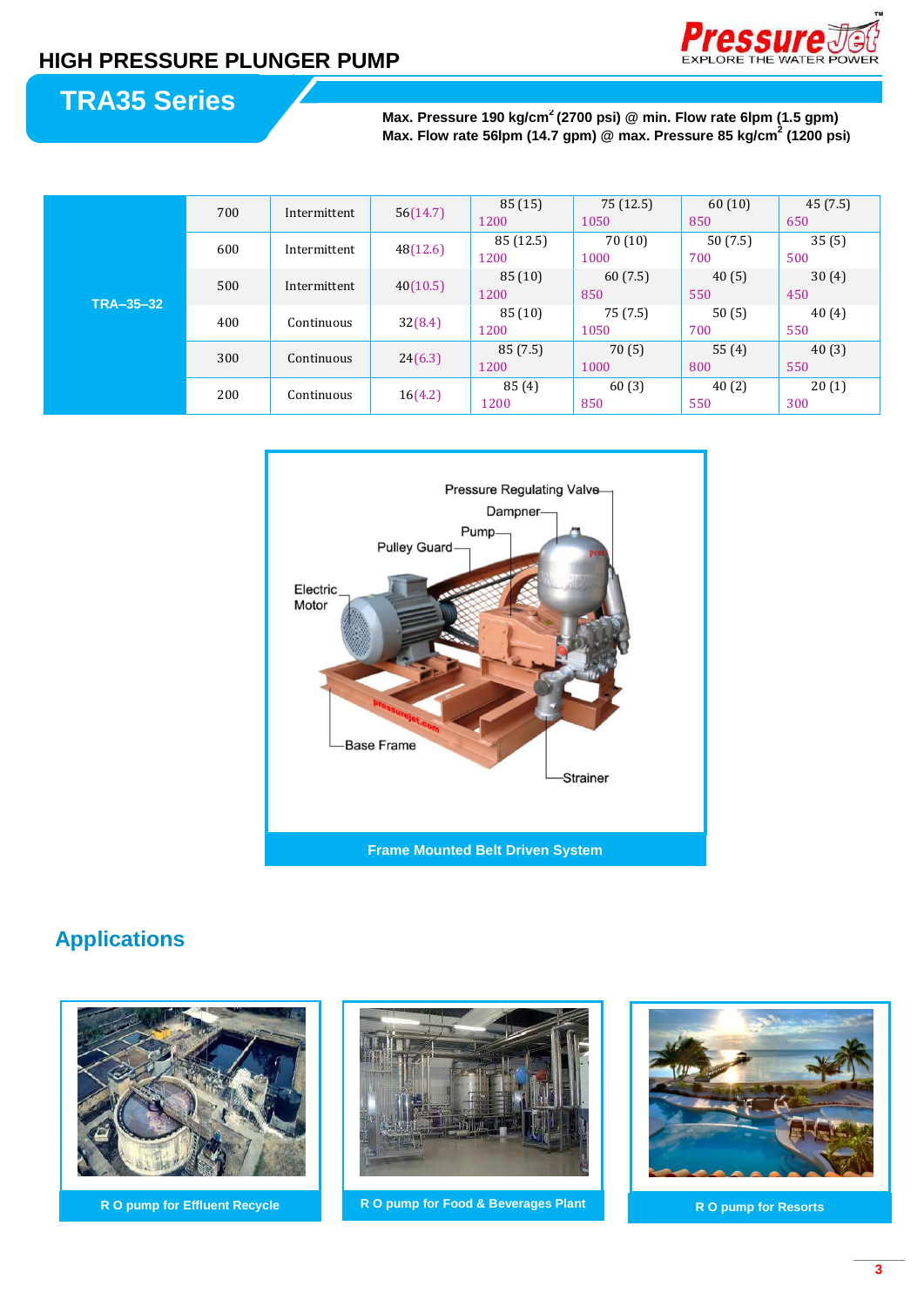## HIGH PRESSURE PLUNGER PUMP

# TRA35 Series

**Max. Pressure 190 kg/cm² (2700 psi) @ min. Flow rate 6lpm (1.5 gpm)**
**Max. Flow rate 56lpm (14.7 gpm) @ max. Pressure 85 kg/cm² (1200 psi)**

| | | | | | | | |
|---|---|---|---|---|---|---|---|
| TRA–35–32 | 700 | Intermittent | 56(14.7) | 85 (15) 1200 | 75 (12.5) 1050 | 60 (10) 850 | 45 (7.5) 650 |
| | 600 | Intermittent | 48(12.6) | 85 (12.5) 1200 | 70 (10) 1000 | 50 (7.5) 700 | 35 (5) 500 |
| | 500 | Intermittent | 40(10.5) | 85 (10) 1200 | 60 (7.5) 850 | 40 (5) 550 | 30 (4) 450 |
| | 400 | Continuous | 32(8.4) | 85 (10) 1200 | 75 (7.5) 1050 | 50 (5) 700 | 40 (4) 550 |
| | 300 | Continuous | 24(6.3) | 85 (7.5) 1200 | 70 (5) 1000 | 55 (4) 800 | 40 (3) 550 |
| | 200 | Continuous | 16(4.2) | 85 (4) 1200 | 60 (3) 850 | 40 (2) 550 | 20 (1) 300 |

Pressure Regulating Valve
Dampner
Pump
Pulley Guard
Electric Motor
Base Frame
Strainer

Frame Mounted Belt Driven System

## Applications

R O pump for Effluent Recycle

R O pump for Food & Beverages Plant

R O pump for Resorts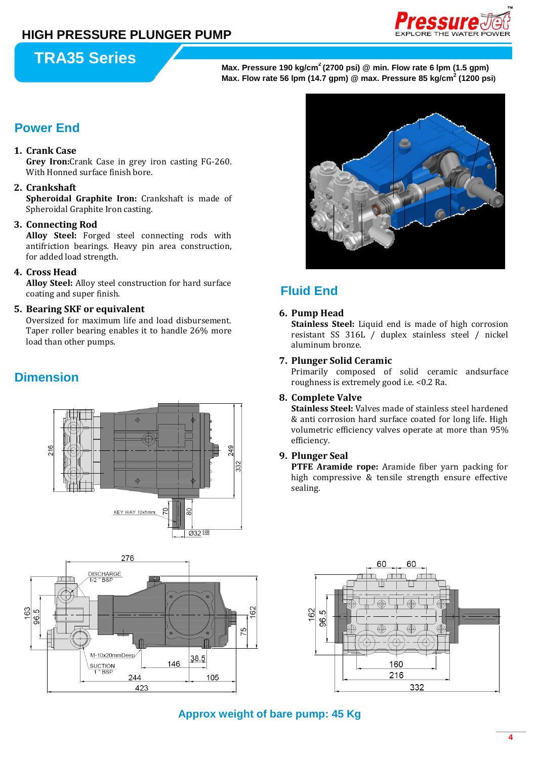# HIGH PRESSURE PLUNGER PUMP

## TRA35 Series

**Max. Pressure 190 kg/cm² (2700 psi) @ min. Flow rate 6 lpm (1.5 gpm)**
**Max. Flow rate 56 lpm (14.7 gpm) @ max. Pressure 85 kg/cm² (1200 psi)**

## Power End

1. **Crank Case**
   **Grey Iron:**Crank Case in grey iron casting FG-260. With Honned surface finish bore.
2. **Crankshaft**
   **Spheroidal Graphite Iron:** Crankshaft is made of Spheroidal Graphite Iron casting.
3. **Connecting Rod**
   **Alloy Steel:** Forged steel connecting rods with antifriction bearings. Heavy pin area construction, for added load strength.
4. **Cross Head**
   **Alloy Steel:** Alloy steel construction for hard surface coating and super finish.
5. **Bearing SKF or equivalent**
   Oversized for maximum life and load disbursement. Taper roller bearing enables it to handle 26% more load than other pumps.

## Fluid End

6. **Pump Head**
   **Stainless Steel:** Liquid end is made of high corrosion resistant SS 316L / duplex stainless steel / nickel aluminum bronze.
7. **Plunger Solid Ceramic**
   Primarily composed of solid ceramic andsurface roughness is extremely good i.e. <0.2 Ra.
8. **Complete Valve**
   **Stainless Steel:** Valves made of stainless steel hardened & anti corrosion hard surface coated for long life. High volumetric efficiency valves operate at more than 95% efficiency.
9. **Plunger Seal**
   **PTFE Aramide rope:** Aramide fiber yarn packing for high compressive & tensile strength ensure effective sealing.

## Dimension

216
249
332
KEY WAY 10x6mm
70
80
Ø32

276
DISCHARGE 1/2" BSP
163
96.5
162
75
M-10x20mmDeep
SUCTION 1" BSP
146
38.5
244
105
423

60
60
162
96.5
160
216
332

**Approx weight of bare pump: 45 Kg**